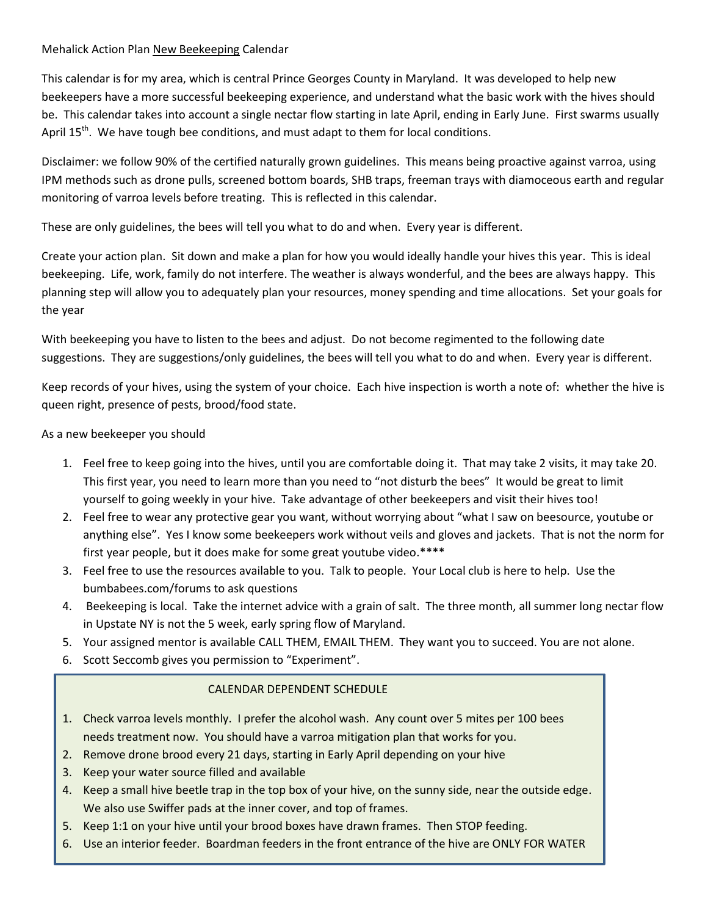Mehalick Action Plan <u>New Beekeeping</u> Calendar

This calendar is for my area, which is central Prince Georges County in Maryland. It was developed to help new beekeepers have a more successful beekeeping experience, and understand what the basic work with the hives should be. This calendar takes into account a single nectar flow starting in late April, ending in Early June. First swarms usually April 15th. We have tough bee conditions, and must adapt to them for local conditions.

Disclaimer: we follow 90% of the certified naturally grown guidelines. This means being proactive against varroa, using IPM methods such as drone pulls, screened bottom boards, SHB traps, freeman trays with diamoceous earth and regular monitoring of varroa levels before treating. This is reflected in this calendar.

These are only guidelines, the bees will tell you what to do and when. Every year is different.

Create your action plan. Sit down and make a plan for how you would ideally handle your hives this year. This is ideal beekeeping. Life, work, family do not interfere. The weather is always wonderful, and the bees are always happy. This planning step will allow you to adequately plan your resources, money spending and time allocations. Set your goals for the year

With beekeeping you have to listen to the bees and adjust. Do not become regimented to the following date suggestions. They are suggestions/only guidelines, the bees will tell you what to do and when. Every year is different.

Keep records of your hives, using the system of your choice. Each hive inspection is worth a note of: whether the hive is queen right, presence of pests, brood/food state.

As a new beekeeper you should

1. Feel free to keep going into the hives, until you are comfortable doing it. That may take 2 visits, it may take 20. This first year, you need to learn more than you need to "not disturb the bees" It would be great to limit yourself to going weekly in your hive. Take advantage of other beekeepers and visit their hives too!
2. Feel free to wear any protective gear you want, without worrying about "what I saw on beesource, youtube or anything else". Yes I know some beekeepers work without veils and gloves and jackets. That is not the norm for first year people, but it does make for some great youtube video.****
3. Feel free to use the resources available to you. Talk to people. Your Local club is here to help. Use the bumbabees.com/forums to ask questions
4. Beekeeping is local. Take the internet advice with a grain of salt. The three month, all summer long nectar flow in Upstate NY is not the 5 week, early spring flow of Maryland.
5. Your assigned mentor is available CALL THEM, EMAIL THEM. They want you to succeed. You are not alone.
6. Scott Seccomb gives you permission to "Experiment".

## CALENDAR DEPENDENT SCHEDULE

1. Check varroa levels monthly. I prefer the alcohol wash. Any count over 5 mites per 100 bees needs treatment now. You should have a varroa mitigation plan that works for you.
2. Remove drone brood every 21 days, starting in Early April depending on your hive
3. Keep your water source filled and available
4. Keep a small hive beetle trap in the top box of your hive, on the sunny side, near the outside edge. We also use Swiffer pads at the inner cover, and top of frames.
5. Keep 1:1 on your hive until your brood boxes have drawn frames. Then STOP feeding.
6. Use an interior feeder. Boardman feeders in the front entrance of the hive are ONLY FOR WATER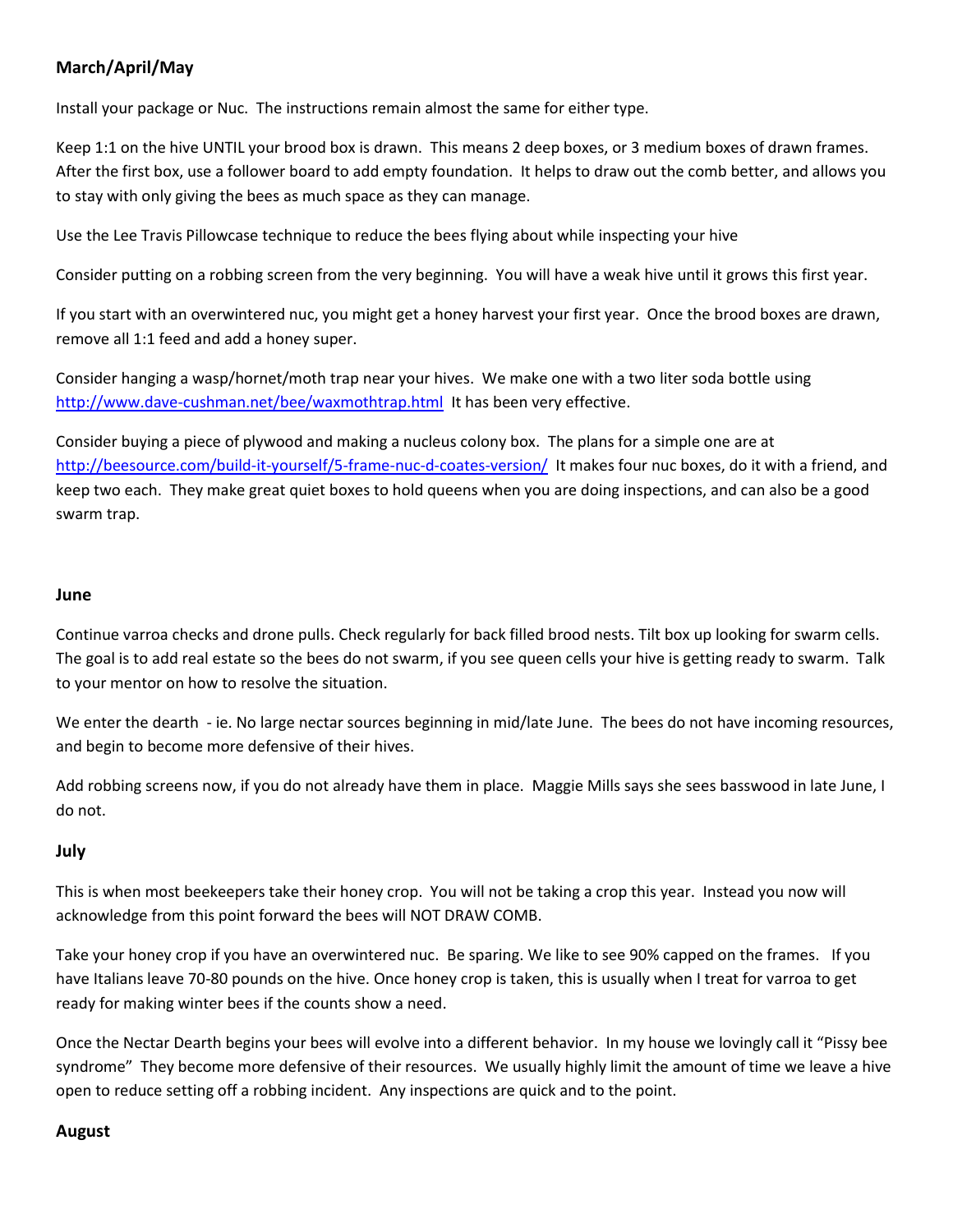**March/April/May**

Install your package or Nuc. The instructions remain almost the same for either type.

Keep 1:1 on the hive UNTIL your brood box is drawn. This means 2 deep boxes, or 3 medium boxes of drawn frames. After the first box, use a follower board to add empty foundation. It helps to draw out the comb better, and allows you to stay with only giving the bees as much space as they can manage.

Use the Lee Travis Pillowcase technique to reduce the bees flying about while inspecting your hive

Consider putting on a robbing screen from the very beginning. You will have a weak hive until it grows this first year.

If you start with an overwintered nuc, you might get a honey harvest your first year. Once the brood boxes are drawn, remove all 1:1 feed and add a honey super.

Consider hanging a wasp/hornet/moth trap near your hives. We make one with a two liter soda bottle using [http://www.dave-cushman.net/bee/waxmothtrap.html](http://www.dave-cushman.net/bee/waxmothtrap.html) It has been very effective.

Consider buying a piece of plywood and making a nucleus colony box. The plans for a simple one are at [http://beesource.com/build-it-yourself/5-frame-nuc-d-coates-version/](http://beesource.com/build-it-yourself/5-frame-nuc-d-coates-version/) It makes four nuc boxes, do it with a friend, and keep two each. They make great quiet boxes to hold queens when you are doing inspections, and can also be a good swarm trap.

**June**

Continue varroa checks and drone pulls. Check regularly for back filled brood nests. Tilt box up looking for swarm cells. The goal is to add real estate so the bees do not swarm, if you see queen cells your hive is getting ready to swarm. Talk to your mentor on how to resolve the situation.

We enter the dearth - ie. No large nectar sources beginning in mid/late June. The bees do not have incoming resources, and begin to become more defensive of their hives.

Add robbing screens now, if you do not already have them in place. Maggie Mills says she sees basswood in late June, I do not.

**July**

This is when most beekeepers take their honey crop. You will not be taking a crop this year. Instead you now will acknowledge from this point forward the bees will NOT DRAW COMB.

Take your honey crop if you have an overwintered nuc. Be sparing. We like to see 90% capped on the frames. If you have Italians leave 70-80 pounds on the hive. Once honey crop is taken, this is usually when I treat for varroa to get ready for making winter bees if the counts show a need.

Once the Nectar Dearth begins your bees will evolve into a different behavior. In my house we lovingly call it "Pissy bee syndrome" They become more defensive of their resources. We usually highly limit the amount of time we leave a hive open to reduce setting off a robbing incident. Any inspections are quick and to the point.

**August**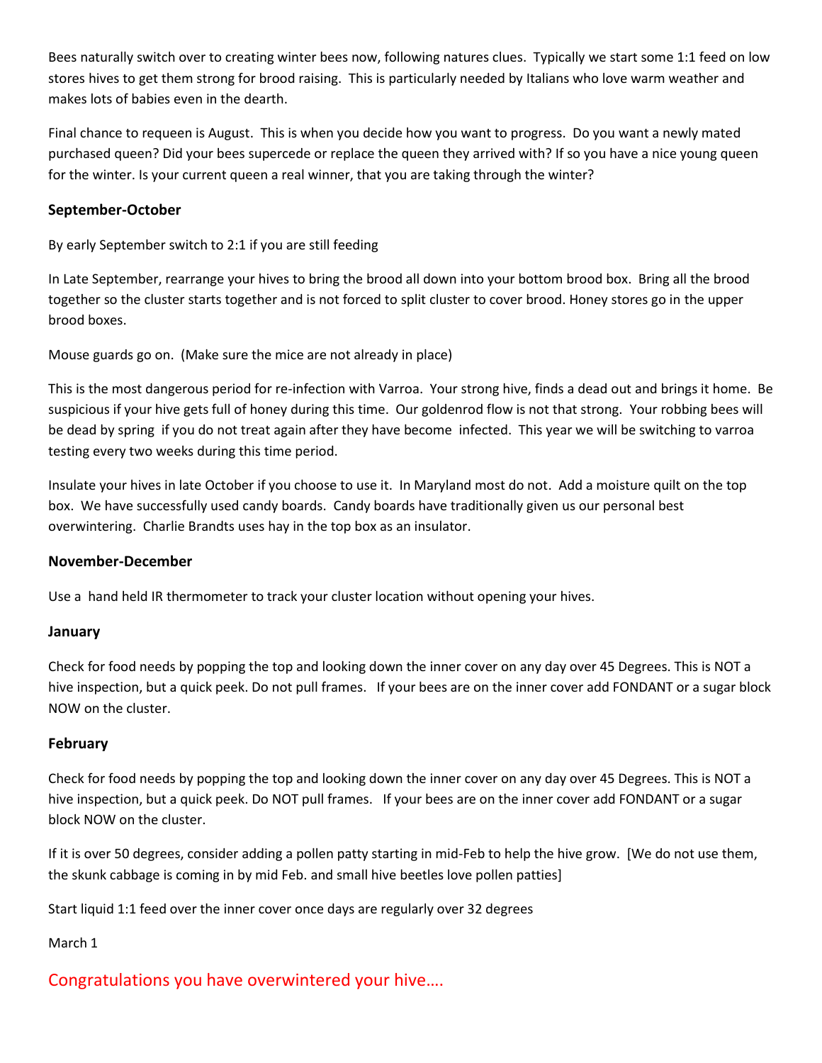Bees naturally switch over to creating winter bees now, following natures clues. Typically we start some 1:1 feed on low stores hives to get them strong for brood raising. This is particularly needed by Italians who love warm weather and makes lots of babies even in the dearth.

Final chance to requeen is August. This is when you decide how you want to progress. Do you want a newly mated purchased queen? Did your bees supercede or replace the queen they arrived with? If so you have a nice young queen for the winter. Is your current queen a real winner, that you are taking through the winter?

### September-October

By early September switch to 2:1 if you are still feeding

In Late September, rearrange your hives to bring the brood all down into your bottom brood box. Bring all the brood together so the cluster starts together and is not forced to split cluster to cover brood. Honey stores go in the upper brood boxes.

Mouse guards go on. (Make sure the mice are not already in place)

This is the most dangerous period for re-infection with Varroa. Your strong hive, finds a dead out and brings it home. Be suspicious if your hive gets full of honey during this time. Our goldenrod flow is not that strong. Your robbing bees will be dead by spring if you do not treat again after they have become infected. This year we will be switching to varroa testing every two weeks during this time period.

Insulate your hives in late October if you choose to use it. In Maryland most do not. Add a moisture quilt on the top box. We have successfully used candy boards. Candy boards have traditionally given us our personal best overwintering. Charlie Brandts uses hay in the top box as an insulator.

### November-December

Use a hand held IR thermometer to track your cluster location without opening your hives.

### January

Check for food needs by popping the top and looking down the inner cover on any day over 45 Degrees. This is NOT a hive inspection, but a quick peek. Do not pull frames. If your bees are on the inner cover add FONDANT or a sugar block NOW on the cluster.

### February

Check for food needs by popping the top and looking down the inner cover on any day over 45 Degrees. This is NOT a hive inspection, but a quick peek. Do NOT pull frames. If your bees are on the inner cover add FONDANT or a sugar block NOW on the cluster.

If it is over 50 degrees, consider adding a pollen patty starting in mid-Feb to help the hive grow. [We do not use them, the skunk cabbage is coming in by mid Feb. and small hive beetles love pollen patties]

Start liquid 1:1 feed over the inner cover once days are regularly over 32 degrees

March 1

## Congratulations you have overwintered your hive….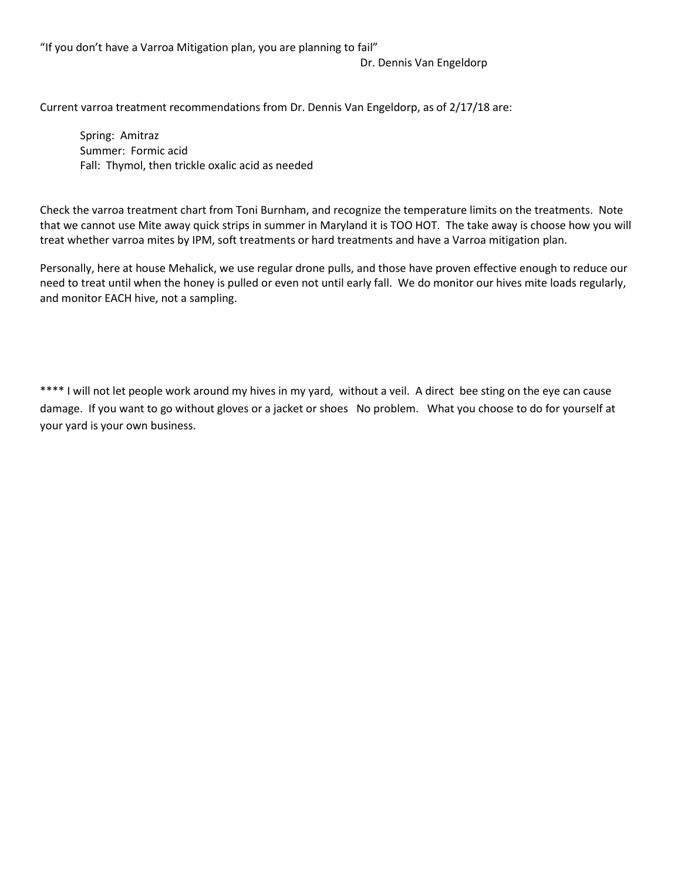"If you don't have a Varroa Mitigation plan, you are planning to fail"

Dr. Dennis Van Engeldorp

Current varroa treatment recommendations from Dr. Dennis Van Engeldorp, as of 2/17/18 are:

Spring: Amitraz
Summer: Formic acid
Fall: Thymol, then trickle oxalic acid as needed

Check the varroa treatment chart from Toni Burnham, and recognize the temperature limits on the treatments. Note that we cannot use Mite away quick strips in summer in Maryland it is TOO HOT. The take away is choose how you will treat whether varroa mites by IPM, soft treatments or hard treatments and have a Varroa mitigation plan.

Personally, here at house Mehalick, we use regular drone pulls, and those have proven effective enough to reduce our need to treat until when the honey is pulled or even not until early fall. We do monitor our hives mite loads regularly, and monitor EACH hive, not a sampling.

**** I will not let people work around my hives in my yard, without a veil. A direct bee sting on the eye can cause damage. If you want to go without gloves or a jacket or shoes No problem. What you choose to do for yourself at your yard is your own business.